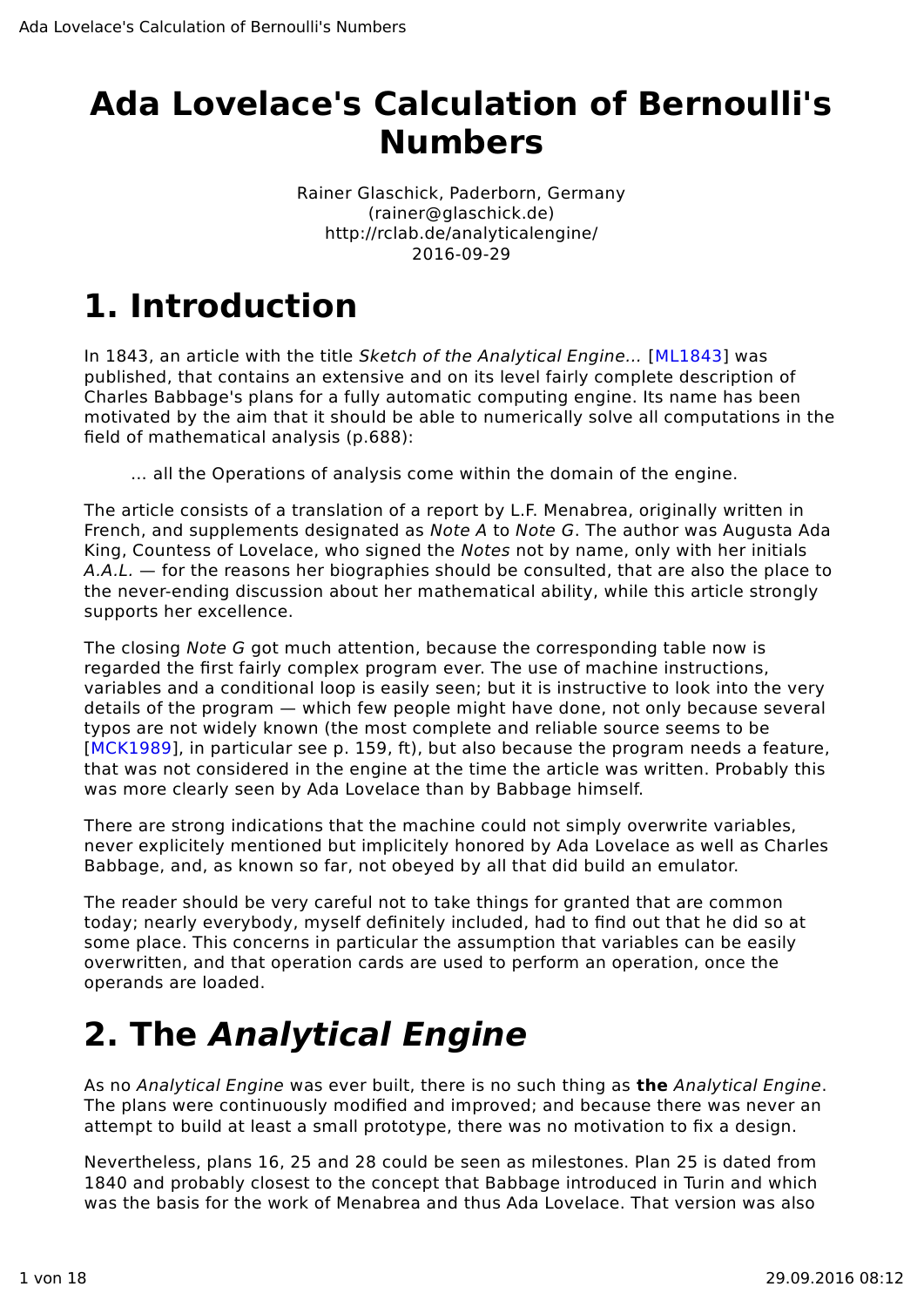# Ada Lovelace's Calculation of Bernoulli's Numbers

Rainer Glaschick, Paderborn, Germany
(rainer@glaschick.de)
http://rclab.de/analyticalengine/
2016-09-29

# 1. Introduction

In 1843, an article with the title *Sketch of the Analytical Engine...* [ML1843] was published, that contains an extensive and on its level fairly complete description of Charles Babbage's plans for a fully automatic computing engine. Its name has been motivated by the aim that it should be able to numerically solve all computations in the field of mathematical analysis (p.688):

> ... all the Operations of analysis come within the domain of the engine.

The article consists of a translation of a report by L.F. Menabrea, originally written in French, and supplements designated as *Note A* to *Note G*. The author was Augusta Ada King, Countess of Lovelace, who signed the *Notes* not by name, only with her initials *A.A.L.* — for the reasons her biographies should be consulted, that are also the place to the never-ending discussion about her mathematical ability, while this article strongly supports her excellence.

The closing *Note G* got much attention, because the corresponding table now is regarded the first fairly complex program ever. The use of machine instructions, variables and a conditional loop is easily seen; but it is instructive to look into the very details of the program — which few people might have done, not only because several typos are not widely known (the most complete and reliable source seems to be [MCK1989], in particular see p. 159, ft), but also because the program needs a feature, that was not considered in the engine at the time the article was written. Probably this was more clearly seen by Ada Lovelace than by Babbage himself.

There are strong indications that the machine could not simply overwrite variables, never explicitely mentioned but implicitely honored by Ada Lovelace as well as Charles Babbage, and, as known so far, not obeyed by all that did build an emulator.

The reader should be very careful not to take things for granted that are common today; nearly everybody, myself definitely included, had to find out that he did so at some place. This concerns in particular the assumption that variables can be easily overwritten, and that operation cards are used to perform an operation, once the operands are loaded.

# 2. The *Analytical Engine*

As no *Analytical Engine* was ever built, there is no such thing as **the** *Analytical Engine*. The plans were continuously modified and improved; and because there was never an attempt to build at least a small prototype, there was no motivation to fix a design.

Nevertheless, plans 16, 25 and 28 could be seen as milestones. Plan 25 is dated from 1840 and probably closest to the concept that Babbage introduced in Turin and which was the basis for the work of Menabrea and thus Ada Lovelace. That version was also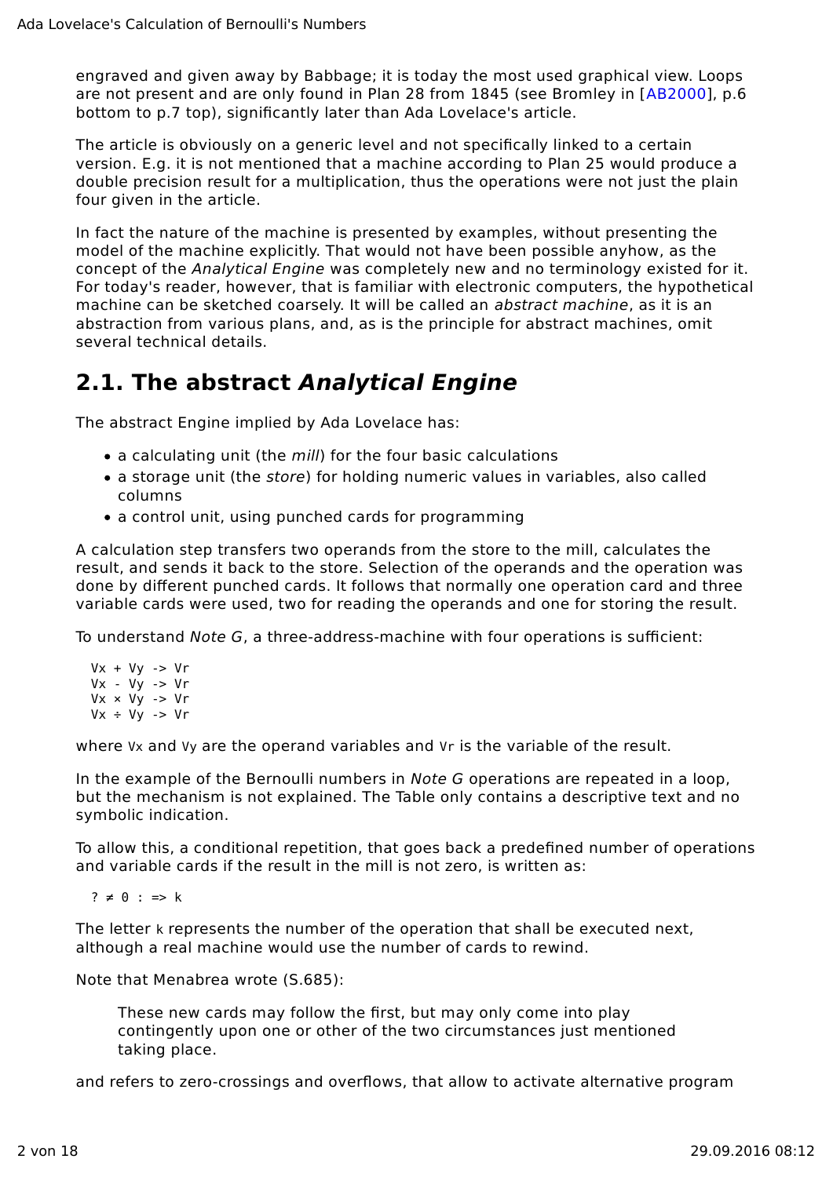engraved and given away by Babbage; it is today the most used graphical view. Loops are not present and are only found in Plan 28 from 1845 (see Bromley in [AB2000], p.6 bottom to p.7 top), significantly later than Ada Lovelace's article.

The article is obviously on a generic level and not specifically linked to a certain version. E.g. it is not mentioned that a machine according to Plan 25 would produce a double precision result for a multiplication, thus the operations were not just the plain four given in the article.

In fact the nature of the machine is presented by examples, without presenting the model of the machine explicitly. That would not have been possible anyhow, as the concept of the *Analytical Engine* was completely new and no terminology existed for it. For today's reader, however, that is familiar with electronic computers, the hypothetical machine can be sketched coarsely. It will be called an *abstract machine*, as it is an abstraction from various plans, and, as is the principle for abstract machines, omit several technical details.

## 2.1. The abstract *Analytical Engine*

The abstract Engine implied by Ada Lovelace has:

- a calculating unit (the *mill*) for the four basic calculations
- a storage unit (the *store*) for holding numeric values in variables, also called columns
- a control unit, using punched cards for programming

A calculation step transfers two operands from the store to the mill, calculates the result, and sends it back to the store. Selection of the operands and the operation was done by different punched cards. It follows that normally one operation card and three variable cards were used, two for reading the operands and one for storing the result.

To understand *Note G*, a three-address-machine with four operations is sufficient:

```
Vx + Vy -> Vr
Vx - Vy -> Vr
Vx × Vy -> Vr
Vx ÷ Vy -> Vr
```

where `Vx` and `Vy` are the operand variables and `Vr` is the variable of the result.

In the example of the Bernoulli numbers in *Note G* operations are repeated in a loop, but the mechanism is not explained. The Table only contains a descriptive text and no symbolic indication.

To allow this, a conditional repetition, that goes back a predefined number of operations and variable cards if the result in the mill is not zero, is written as:

```
? ≠ 0 : => k
```

The letter `k` represents the number of the operation that shall be executed next, although a real machine would use the number of cards to rewind.

Note that Menabrea wrote (S.685):

> These new cards may follow the first, but may only come into play contingently upon one or other of the two circumstances just mentioned taking place.

and refers to zero-crossings and overflows, that allow to activate alternative program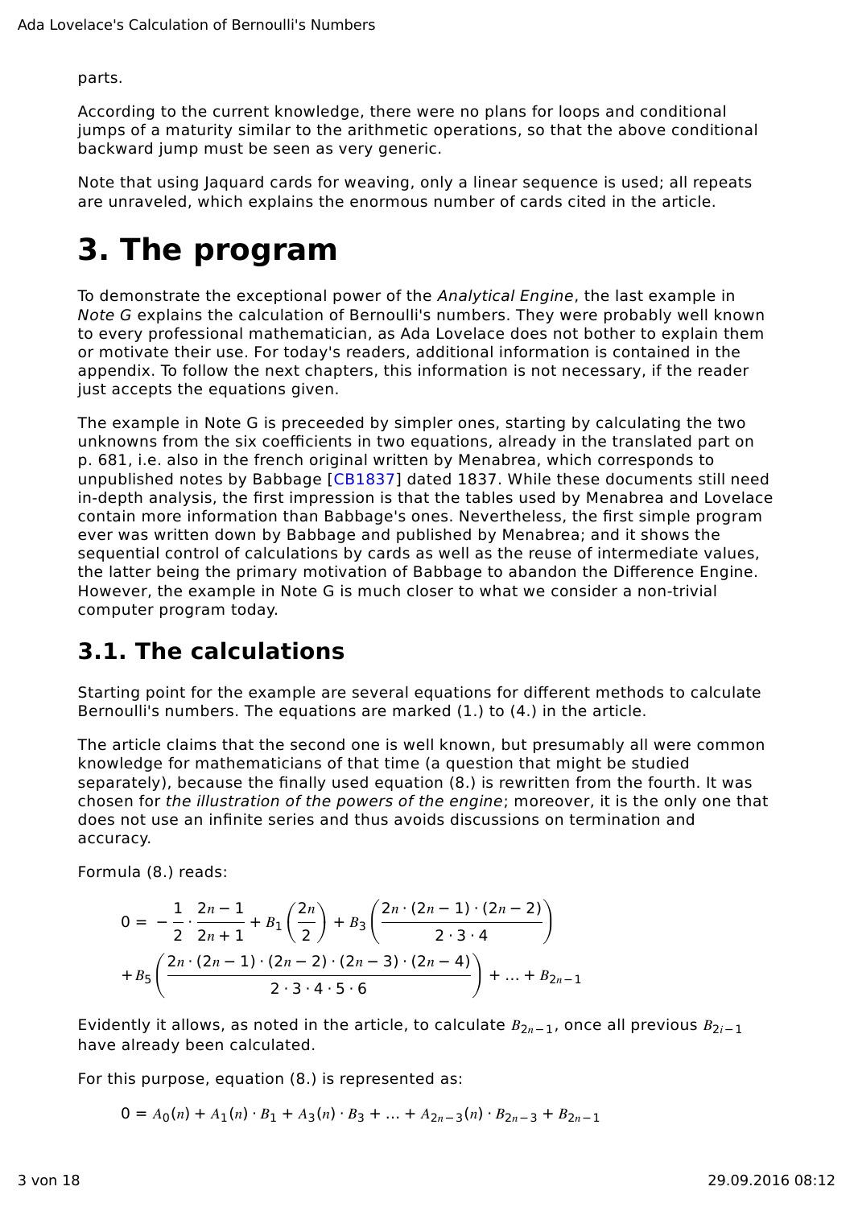parts.

According to the current knowledge, there were no plans for loops and conditional jumps of a maturity similar to the arithmetic operations, so that the above conditional backward jump must be seen as very generic.

Note that using Jaquard cards for weaving, only a linear sequence is used; all repeats are unraveled, which explains the enormous number of cards cited in the article.

# 3. The program

To demonstrate the exceptional power of the *Analytical Engine*, the last example in *Note G* explains the calculation of Bernoulli's numbers. They were probably well known to every professional mathematician, as Ada Lovelace does not bother to explain them or motivate their use. For today's readers, additional information is contained in the appendix. To follow the next chapters, this information is not necessary, if the reader just accepts the equations given.

The example in Note G is preceeded by simpler ones, starting by calculating the two unknowns from the six coefficients in two equations, already in the translated part on p. 681, i.e. also in the french original written by Menabrea, which corresponds to unpublished notes by Babbage [CB1837] dated 1837. While these documents still need in-depth analysis, the first impression is that the tables used by Menabrea and Lovelace contain more information than Babbage's ones. Nevertheless, the first simple program ever was written down by Babbage and published by Menabrea; and it shows the sequential control of calculations by cards as well as the reuse of intermediate values, the latter being the primary motivation of Babbage to abandon the Difference Engine. However, the example in Note G is much closer to what we consider a non-trivial computer program today.

## 3.1. The calculations

Starting point for the example are several equations for different methods to calculate Bernoulli's numbers. The equations are marked (1.) to (4.) in the article.

The article claims that the second one is well known, but presumably all were common knowledge for mathematicians of that time (a question that might be studied separately), because the finally used equation (8.) is rewritten from the fourth. It was chosen for *the illustration of the powers of the engine*; moreover, it is the only one that does not use an infinite series and thus avoids discussions on termination and accuracy.

Formula (8.) reads:

$$0 = -\frac{1}{2} \cdot \frac{2n-1}{2n+1} + B_1 \left(\frac{2n}{2}\right) + B_3 \left(\frac{2n \cdot (2n-1) \cdot (2n-2)}{2 \cdot 3 \cdot 4}\right) + B_5 \left(\frac{2n \cdot (2n-1) \cdot (2n-2) \cdot (2n-3) \cdot (2n-4)}{2 \cdot 3 \cdot 4 \cdot 5 \cdot 6}\right) + \ldots + B_{2n-1}$$

Evidently it allows, as noted in the article, to calculate $B_{2n-1}$, once all previous $B_{2i-1}$ have already been calculated.

For this purpose, equation (8.) is represented as:

$$0 = A_0(n) + A_1(n) \cdot B_1 + A_3(n) \cdot B_3 + \ldots + A_{2n-3}(n) \cdot B_{2n-3} + B_{2n-1}$$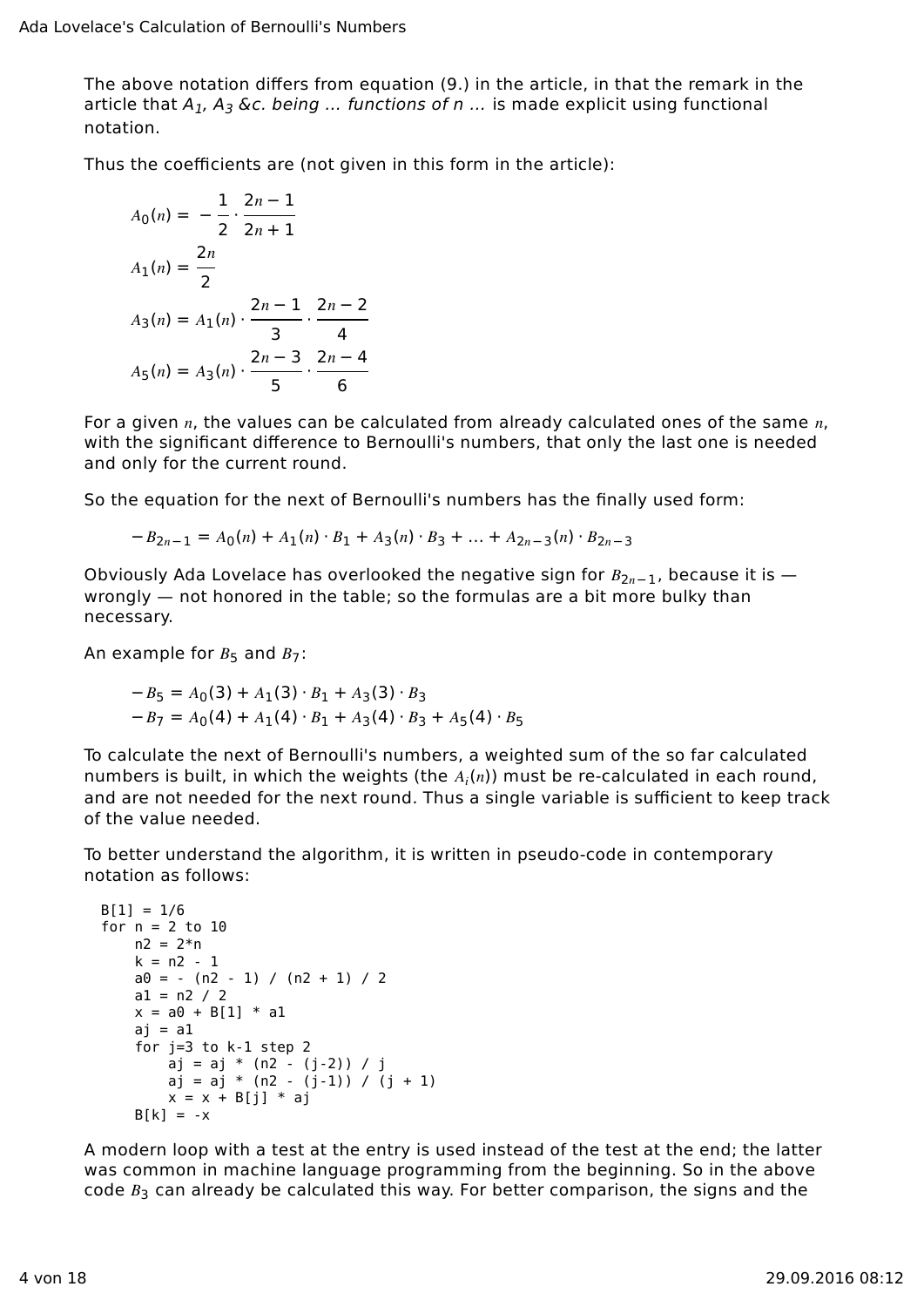The above notation differs from equation (9.) in the article, in that the remark in the article that *$A_1$, $A_3$ &c. being ... functions of n ...* is made explicit using functional notation.

Thus the coefficients are (not given in this form in the article):

$$A_0(n) = -\frac{1}{2} \cdot \frac{2n-1}{2n+1}$$

$$A_1(n) = \frac{2n}{2}$$

$$A_3(n) = A_1(n) \cdot \frac{2n-1}{3} \cdot \frac{2n-2}{4}$$

$$A_5(n) = A_3(n) \cdot \frac{2n-3}{5} \cdot \frac{2n-4}{6}$$

For a given $n$, the values can be calculated from already calculated ones of the same $n$, with the significant difference to Bernoulli's numbers, that only the last one is needed and only for the current round.

So the equation for the next of Bernoulli's numbers has the finally used form:

$$-B_{2n-1} = A_0(n) + A_1(n) \cdot B_1 + A_3(n) \cdot B_3 + \ldots + A_{2n-3}(n) \cdot B_{2n-3}$$

Obviously Ada Lovelace has overlooked the negative sign for $B_{2n-1}$, because it is — wrongly — not honored in the table; so the formulas are a bit more bulky than necessary.

An example for $B_5$ and $B_7$:

$$-B_5 = A_0(3) + A_1(3) \cdot B_1 + A_3(3) \cdot B_3$$

$$-B_7 = A_0(4) + A_1(4) \cdot B_1 + A_3(4) \cdot B_3 + A_5(4) \cdot B_5$$

To calculate the next of Bernoulli's numbers, a weighted sum of the so far calculated numbers is built, in which the weights (the $A_i(n)$) must be re-calculated in each round, and are not needed for the next round. Thus a single variable is sufficient to keep track of the value needed.

To better understand the algorithm, it is written in pseudo-code in contemporary notation as follows:

```
B[1] = 1/6
for n = 2 to 10
    n2 = 2*n
    k = n2 - 1
    a0 = - (n2 - 1) / (n2 + 1) / 2
    a1 = n2 / 2
    x = a0 + B[1] * a1
    aj = a1
    for j=3 to k-1 step 2
        aj = aj * (n2 - (j-2)) / j
        aj = aj * (n2 - (j-1)) / (j + 1)
        x = x + B[j] * aj
    B[k] = -x
```

A modern loop with a test at the entry is used instead of the test at the end; the latter was common in machine language programming from the beginning. So in the above code $B_3$ can already be calculated this way. For better comparison, the signs and the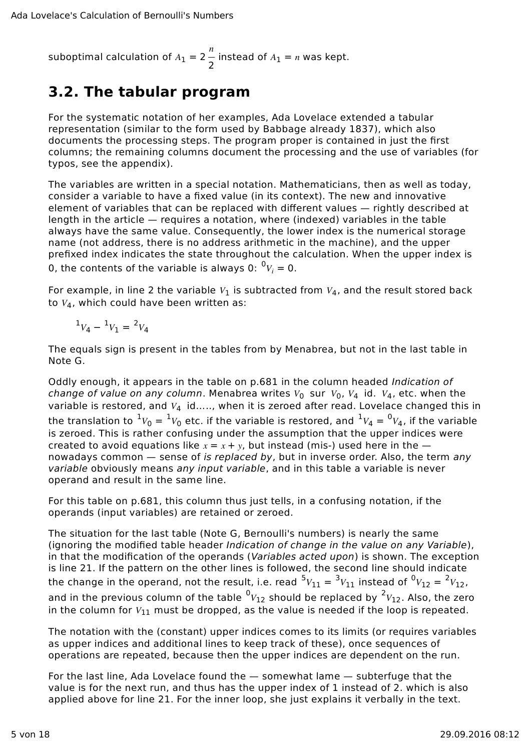suboptimal calculation of $A_1 = 2\frac{n}{2}$ instead of $A_1 = n$ was kept.

## 3.2. The tabular program

For the systematic notation of her examples, Ada Lovelace extended a tabular representation (similar to the form used by Babbage already 1837), which also documents the processing steps. The program proper is contained in just the first columns; the remaining columns document the processing and the use of variables (for typos, see the appendix).

The variables are written in a special notation. Mathematicians, then as well as today, consider a variable to have a fixed value (in its context). The new and innovative element of variables that can be replaced with different values — rightly described at length in the article — requires a notation, where (indexed) variables in the table always have the same value. Consequently, the lower index is the numerical storage name (not address, there is no address arithmetic in the machine), and the upper prefixed index indicates the state throughout the calculation. When the upper index is 0, the contents of the variable is always 0: ${}^{0}V_i = 0$.

For example, in line 2 the variable $V_1$ is subtracted from $V_4$, and the result stored back to $V_4$, which could have been written as:

$${}^{1}V_4 - {}^{1}V_1 = {}^{2}V_4$$

The equals sign is present in the tables from by Menabrea, but not in the last table in Note G.

Oddly enough, it appears in the table on p.681 in the column headed *Indication of change of value on any column*. Menabrea writes $V_0$ sur $V_0$, $V_4$ id. $V_4$, etc. when the variable is restored, and $V_4$ id....., when it is zeroed after read. Lovelace changed this in the translation to ${}^{1}V_0 = {}^{1}V_0$ etc. if the variable is restored, and ${}^{1}V_4 = {}^{0}V_4$, if the variable is zeroed. This is rather confusing under the assumption that the upper indices were created to avoid equations like $x = x + y$, but instead (mis-) used here in the — nowadays common — sense of *is replaced by*, but in inverse order. Also, the term *any variable* obviously means *any input variable*, and in this table a variable is never operand and result in the same line.

For this table on p.681, this column thus just tells, in a confusing notation, if the operands (input variables) are retained or zeroed.

The situation for the last table (Note G, Bernoulli's numbers) is nearly the same (ignoring the modified table header *Indication of change in the value on any Variable*), in that the modification of the operands (*Variables acted upon*) is shown. The exception is line 21. If the pattern on the other lines is followed, the second line should indicate the change in the operand, not the result, i.e. read ${}^{5}V_{11} = {}^{3}V_{11}$ instead of ${}^{0}V_{12} = {}^{2}V_{12}$, and in the previous column of the table ${}^{0}V_{12}$ should be replaced by ${}^{2}V_{12}$. Also, the zero in the column for $V_{11}$ must be dropped, as the value is needed if the loop is repeated.

The notation with the (constant) upper indices comes to its limits (or requires variables as upper indices and additional lines to keep track of these), once sequences of operations are repeated, because then the upper indices are dependent on the run.

For the last line, Ada Lovelace found the — somewhat lame — subterfuge that the value is for the next run, and thus has the upper index of 1 instead of 2. which is also applied above for line 21. For the inner loop, she just explains it verbally in the text.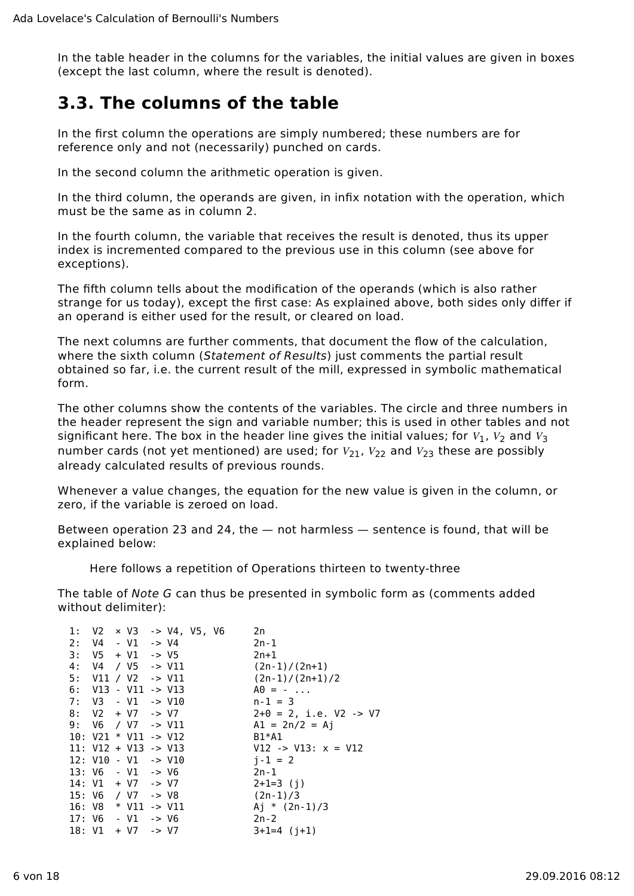In the table header in the columns for the variables, the initial values are given in boxes (except the last column, where the result is denoted).

## 3.3. The columns of the table

In the first column the operations are simply numbered; these numbers are for reference only and not (necessarily) punched on cards.

In the second column the arithmetic operation is given.

In the third column, the operands are given, in infix notation with the operation, which must be the same as in column 2.

In the fourth column, the variable that receives the result is denoted, thus its upper index is incremented compared to the previous use in this column (see above for exceptions).

The fifth column tells about the modification of the operands (which is also rather strange for us today), except the first case: As explained above, both sides only differ if an operand is either used for the result, or cleared on load.

The next columns are further comments, that document the flow of the calculation, where the sixth column (*Statement of Results*) just comments the partial result obtained so far, i.e. the current result of the mill, expressed in symbolic mathematical form.

The other columns show the contents of the variables. The circle and three numbers in the header represent the sign and variable number; this is used in other tables and not significant here. The box in the header line gives the initial values; for $V_1$, $V_2$ and $V_3$ number cards (not yet mentioned) are used; for $V_{21}$, $V_{22}$ and $V_{23}$ these are possibly already calculated results of previous rounds.

Whenever a value changes, the equation for the new value is given in the column, or zero, if the variable is zeroed on load.

Between operation 23 and 24, the — not harmless — sentence is found, that will be explained below:

> Here follows a repetition of Operations thirteen to twenty-three

The table of *Note G* can thus be presented in symbolic form as (comments added without delimiter):

```
1:  V2  × V3  -> V4, V5, V6     2n
2:  V4  - V1  -> V4             2n-1
3:  V5  + V1  -> V5             2n+1
4:  V4  / V5  -> V11            (2n-1)/(2n+1)
5:  V11 / V2  -> V11            (2n-1)/(2n+1)/2
6:  V13 - V11 -> V13            A0 = - ...
7:  V3  - V1  -> V10            n-1 = 3
8:  V2  + V7  -> V7             2+0 = 2, i.e. V2 -> V7
9:  V6  / V7  -> V11            A1 = 2n/2 = Aj
10: V21 * V11 -> V12            B1*A1
11: V12 + V13 -> V13            V12 -> V13: x = V12
12: V10 - V1  -> V10            j-1 = 2
13: V6  - V1  -> V6             2n-1
14: V1  + V7  -> V7             2+1=3 (j)
15: V6  / V7  -> V8             (2n-1)/3
16: V8  * V11 -> V11            Aj * (2n-1)/3
17: V6  - V1  -> V6             2n-2
18: V1  + V7  -> V7             3+1=4 (j+1)
```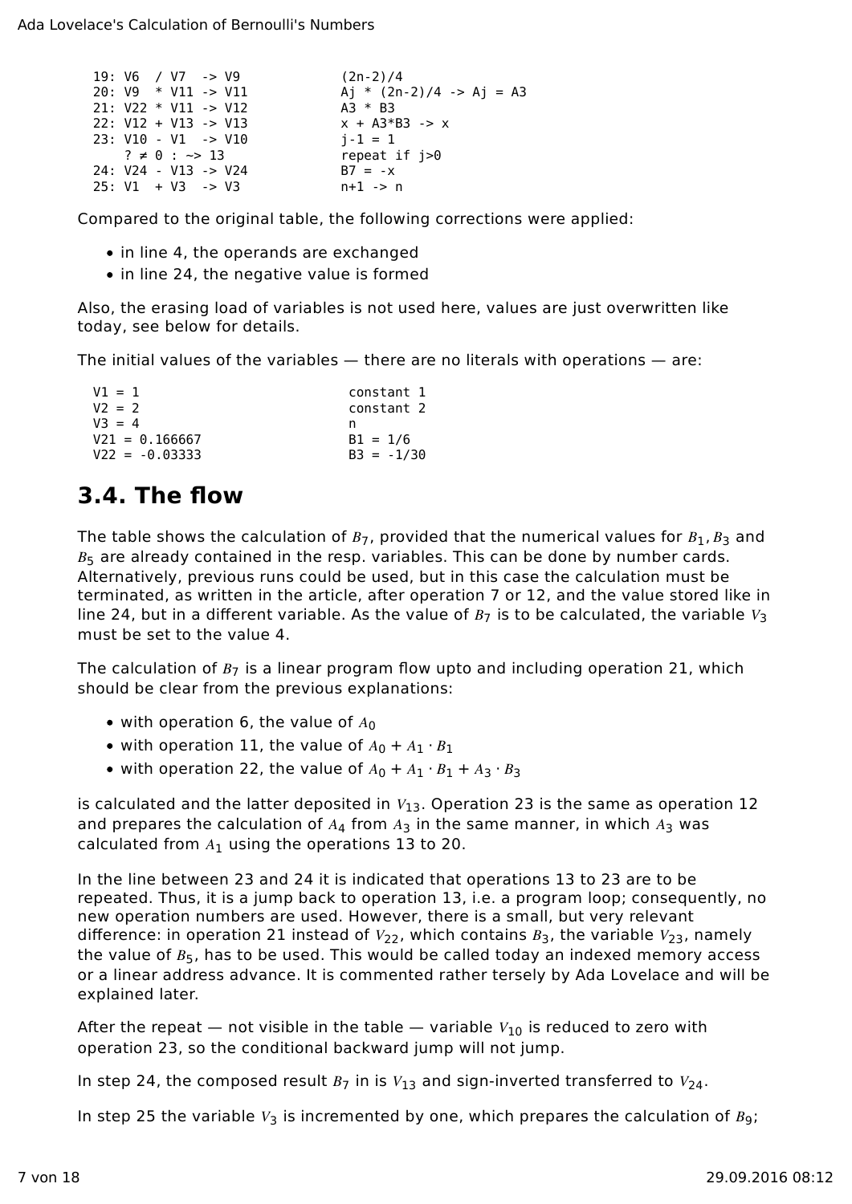```
19: V6  / V7  -> V9            (2n-2)/4
20: V9  * V11 -> V11           Aj * (2n-2)/4 -> Aj = A3
21: V22 * V11 -> V12           A3 * B3
22: V12 + V13 -> V13           x + A3*B3 -> x
23: V10 - V1  -> V10           j-1 = 1
    ? ≠ 0 : ~> 13              repeat if j>0
24: V24 - V13 -> V24           B7 = -x
25: V1  + V3  -> V3            n+1 -> n
```

Compared to the original table, the following corrections were applied:

- in line 4, the operands are exchanged
- in line 24, the negative value is formed

Also, the erasing load of variables is not used here, values are just overwritten like today, see below for details.

The initial values of the variables — there are no literals with operations — are:

```
V1 = 1                          constant 1
V2 = 2                          constant 2
V3 = 4                          n
V21 = 0.166667                  B1 = 1/6
V22 = -0.03333                  B3 = -1/30
```

## 3.4. The flow

The table shows the calculation of $B_7$, provided that the numerical values for $B_1, B_3$ and $B_5$ are already contained in the resp. variables. This can be done by number cards. Alternatively, previous runs could be used, but in this case the calculation must be terminated, as written in the article, after operation 7 or 12, and the value stored like in line 24, but in a different variable. As the value of $B_7$ is to be calculated, the variable $V_3$ must be set to the value 4.

The calculation of $B_7$ is a linear program flow upto and including operation 21, which should be clear from the previous explanations:

- with operation 6, the value of $A_0$
- with operation 11, the value of $A_0 + A_1 \cdot B_1$
- with operation 22, the value of $A_0 + A_1 \cdot B_1 + A_3 \cdot B_3$

is calculated and the latter deposited in $V_{13}$. Operation 23 is the same as operation 12 and prepares the calculation of $A_4$ from $A_3$ in the same manner, in which $A_3$ was calculated from $A_1$ using the operations 13 to 20.

In the line between 23 and 24 it is indicated that operations 13 to 23 are to be repeated. Thus, it is a jump back to operation 13, i.e. a program loop; consequently, no new operation numbers are used. However, there is a small, but very relevant difference: in operation 21 instead of $V_{22}$, which contains $B_3$, the variable $V_{23}$, namely the value of $B_5$, has to be used. This would be called today an indexed memory access or a linear address advance. It is commented rather tersely by Ada Lovelace and will be explained later.

After the repeat — not visible in the table — variable $V_{10}$ is reduced to zero with operation 23, so the conditional backward jump will not jump.

In step 24, the composed result $B_7$ in is $V_{13}$ and sign-inverted transferred to $V_{24}$.

In step 25 the variable $V_3$ is incremented by one, which prepares the calculation of $B_9$;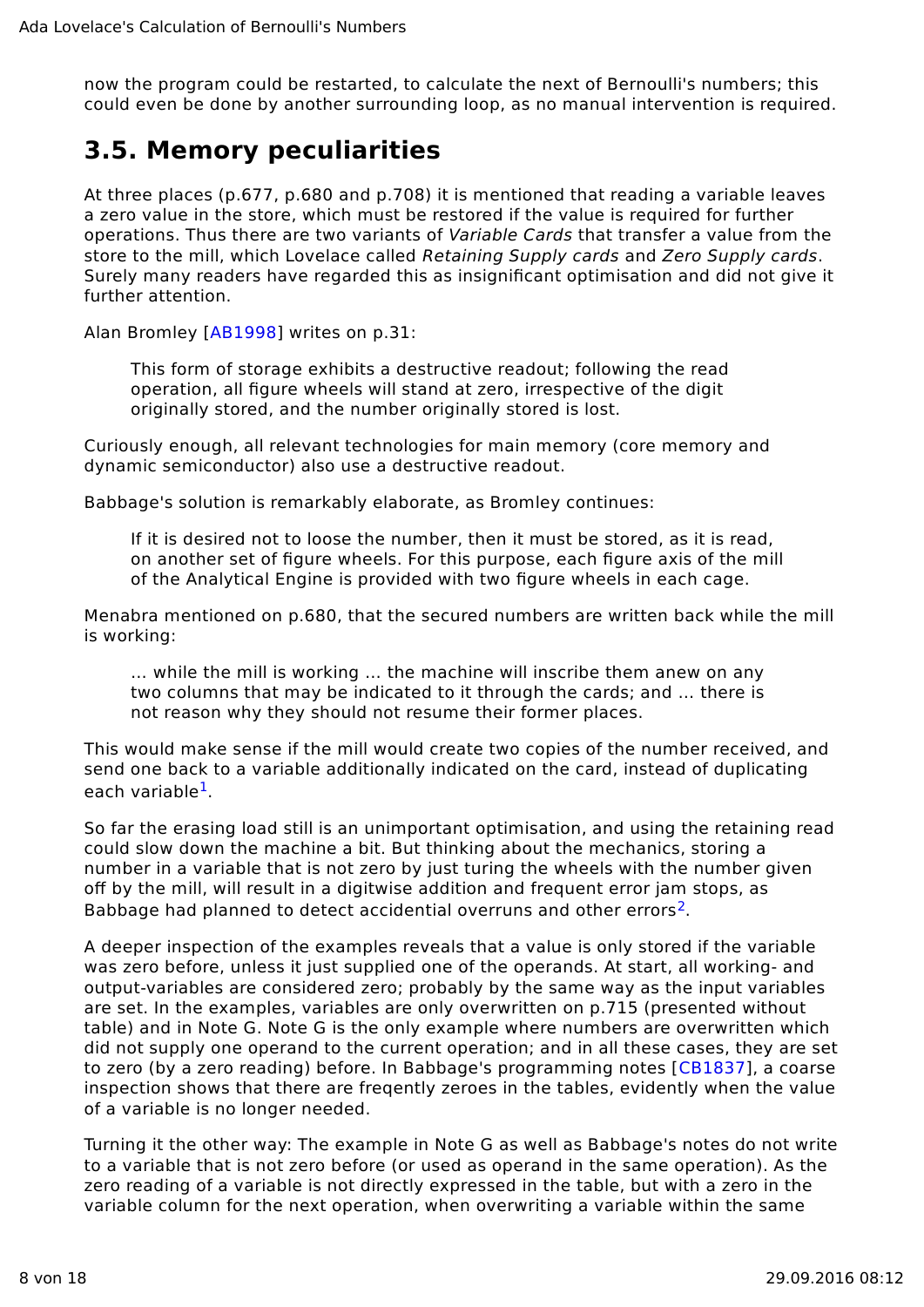now the program could be restarted, to calculate the next of Bernoulli's numbers; this could even be done by another surrounding loop, as no manual intervention is required.

## 3.5. Memory peculiarities

At three places (p.677, p.680 and p.708) it is mentioned that reading a variable leaves a zero value in the store, which must be restored if the value is required for further operations. Thus there are two variants of *Variable Cards* that transfer a value from the store to the mill, which Lovelace called *Retaining Supply cards* and *Zero Supply cards*. Surely many readers have regarded this as insignificant optimisation and did not give it further attention.

Alan Bromley [AB1998] writes on p.31:

> This form of storage exhibits a destructive readout; following the read operation, all figure wheels will stand at zero, irrespective of the digit originally stored, and the number originally stored is lost.

Curiously enough, all relevant technologies for main memory (core memory and dynamic semiconductor) also use a destructive readout.

Babbage's solution is remarkably elaborate, as Bromley continues:

> If it is desired not to loose the number, then it must be stored, as it is read, on another set of figure wheels. For this purpose, each figure axis of the mill of the Analytical Engine is provided with two figure wheels in each cage.

Menabra mentioned on p.680, that the secured numbers are written back while the mill is working:

> ... while the mill is working ... the machine will inscribe them anew on any two columns that may be indicated to it through the cards; and ... there is not reason why they should not resume their former places.

This would make sense if the mill would create two copies of the number received, and send one back to a variable additionally indicated on the card, instead of duplicating each variable[1].

So far the erasing load still is an unimportant optimisation, and using the retaining read could slow down the machine a bit. But thinking about the mechanics, storing a number in a variable that is not zero by just turing the wheels with the number given off by the mill, will result in a digitwise addition and frequent error jam stops, as Babbage had planned to detect accidential overruns and other errors[2].

A deeper inspection of the examples reveals that a value is only stored if the variable was zero before, unless it just supplied one of the operands. At start, all working- and output-variables are considered zero; probably by the same way as the input variables are set. In the examples, variables are only overwritten on p.715 (presented without table) and in Note G. Note G is the only example where numbers are overwritten which did not supply one operand to the current operation; and in all these cases, they are set to zero (by a zero reading) before. In Babbage's programming notes [CB1837], a coarse inspection shows that there are freqently zeroes in the tables, evidently when the value of a variable is no longer needed.

Turning it the other way: The example in Note G as well as Babbage's notes do not write to a variable that is not zero before (or used as operand in the same operation). As the zero reading of a variable is not directly expressed in the table, but with a zero in the variable column for the next operation, when overwriting a variable within the same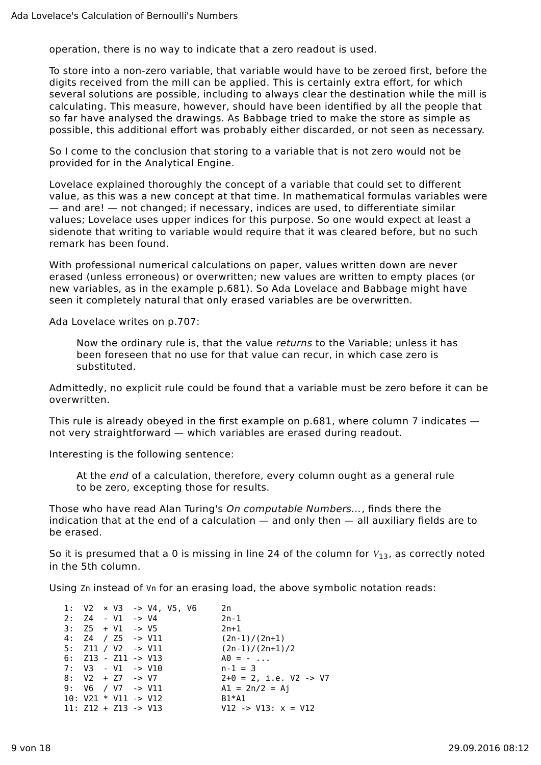operation, there is no way to indicate that a zero readout is used.

To store into a non-zero variable, that variable would have to be zeroed first, before the digits received from the mill can be applied. This is certainly extra effort, for which several solutions are possible, including to always clear the destination while the mill is calculating. This measure, however, should have been identified by all the people that so far have analysed the drawings. As Babbage tried to make the store as simple as possible, this additional effort was probably either discarded, or not seen as necessary.

So I come to the conclusion that storing to a variable that is not zero would not be provided for in the Analytical Engine.

Lovelace explained thoroughly the concept of a variable that could set to different value, as this was a new concept at that time. In mathematical formulas variables were — and are! — not changed; if necessary, indices are used, to differentiate similar values; Lovelace uses upper indices for this purpose. So one would expect at least a sidenote that writing to variable would require that it was cleared before, but no such remark has been found.

With professional numerical calculations on paper, values written down are never erased (unless erroneous) or overwritten; new values are written to empty places (or new variables, as in the example p.681). So Ada Lovelace and Babbage might have seen it completely natural that only erased variables are be overwritten.

Ada Lovelace writes on p.707:

> Now the ordinary rule is, that the value *returns* to the Variable; unless it has been foreseen that no use for that value can recur, in which case zero is substituted.

Admittedly, no explicit rule could be found that a variable must be zero before it can be overwritten.

This rule is already obeyed in the first example on p.681, where column 7 indicates — not very straightforward — which variables are erased during readout.

Interesting is the following sentence:

> At the *end* of a calculation, therefore, every column ought as a general rule to be zero, excepting those for results.

Those who have read Alan Turing's *On computable Numbers...*, finds there the indication that at the end of a calculation — and only then — all auxiliary fields are to be erased.

So it is presumed that a 0 is missing in line 24 of the column for $V_{13}$, as correctly noted in the 5th column.

Using `Zn` instead of `Vn` for an erasing load, the above symbolic notation reads:

```
 1:  V2  × V3  -> V4, V5, V6     2n
 2:  Z4  - V1  -> V4             2n-1
 3:  Z5  + V1  -> V5             2n+1
 4:  Z4  / Z5  -> V11            (2n-1)/(2n+1)
 5:  Z11 / V2  -> V11            (2n-1)/(2n+1)/2
 6:  Z13 - Z11 -> V13            A0 = - ...
 7:  V3  - V1  -> V10            n-1 = 3
 8:  V2  + Z7  -> V7             2+0 = 2, i.e. V2 -> V7
 9:  V6  / V7  -> V11            A1 = 2n/2 = Aj
 10: V21 * V11 -> V12            B1*A1
 11: Z12 + Z13 -> V13            V12 -> V13: x = V12
```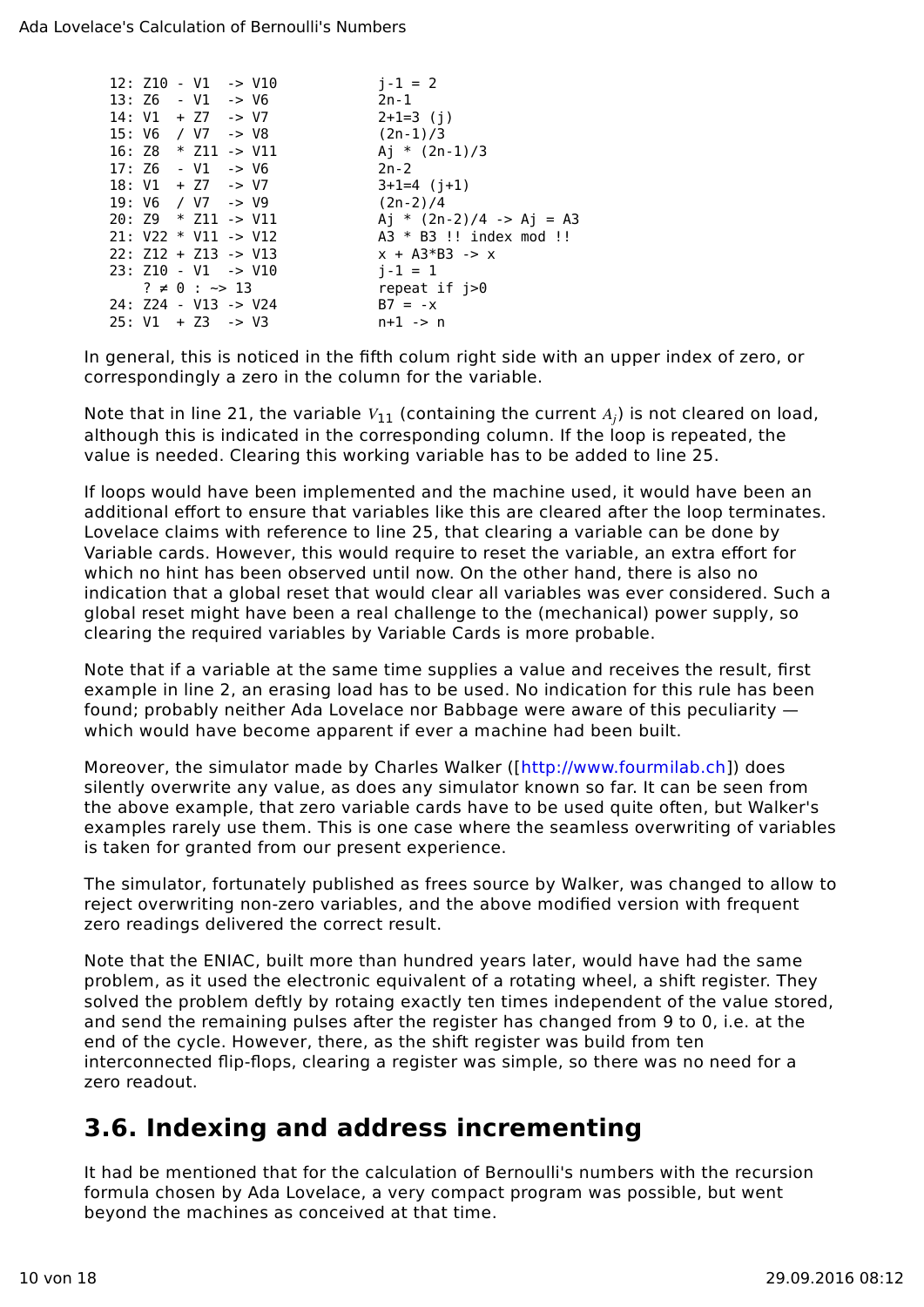```
12: Z10 - V1  -> V10          j-1 = 2
13: Z6  - V1  -> V6           2n-1
14: V1  + Z7  -> V7           2+1=3 (j)
15: V6  / V7  -> V8           (2n-1)/3
16: Z8  * Z11 -> V11          Aj * (2n-1)/3
17: Z6  - V1  -> V6           2n-2
18: V1  + Z7  -> V7           3+1=4 (j+1)
19: V6  / V7  -> V9           (2n-2)/4
20: Z9  * Z11 -> V11          Aj * (2n-2)/4 -> Aj = A3
21: V22 * V11 -> V12          A3 * B3 !! index mod !!
22: Z12 + Z13 -> V13          x + A3*B3 -> x
23: Z10 - V1  -> V10          j-1 = 1
    ? ≠ 0 : ~> 13             repeat if j>0
24: Z24 - V13 -> V24          B7 = -x
25: V1  + Z3  -> V3           n+1 -> n
```

In general, this is noticed in the fifth colum right side with an upper index of zero, or correspondingly a zero in the column for the variable.

Note that in line 21, the variable $V_{11}$ (containing the current $A_j$) is not cleared on load, although this is indicated in the corresponding column. If the loop is repeated, the value is needed. Clearing this working variable has to be added to line 25.

If loops would have been implemented and the machine used, it would have been an additional effort to ensure that variables like this are cleared after the loop terminates. Lovelace claims with reference to line 25, that clearing a variable can be done by Variable cards. However, this would require to reset the variable, an extra effort for which no hint has been observed until now. On the other hand, there is also no indication that a global reset that would clear all variables was ever considered. Such a global reset might have been a real challenge to the (mechanical) power supply, so clearing the required variables by Variable Cards is more probable.

Note that if a variable at the same time supplies a value and receives the result, first example in line 2, an erasing load has to be used. No indication for this rule has been found; probably neither Ada Lovelace nor Babbage were aware of this peculiarity — which would have become apparent if ever a machine had been built.

Moreover, the simulator made by Charles Walker ([http://www.fourmilab.ch]) does silently overwrite any value, as does any simulator known so far. It can be seen from the above example, that zero variable cards have to be used quite often, but Walker's examples rarely use them. This is one case where the seamless overwriting of variables is taken for granted from our present experience.

The simulator, fortunately published as frees source by Walker, was changed to allow to reject overwriting non-zero variables, and the above modified version with frequent zero readings delivered the correct result.

Note that the ENIAC, built more than hundred years later, would have had the same problem, as it used the electronic equivalent of a rotating wheel, a shift register. They solved the problem deftly by rotaing exactly ten times independent of the value stored, and send the remaining pulses after the register has changed from 9 to 0, i.e. at the end of the cycle. However, there, as the shift register was build from ten interconnected flip-flops, clearing a register was simple, so there was no need for a zero readout.

## 3.6. Indexing and address incrementing

It had be mentioned that for the calculation of Bernoulli's numbers with the recursion formula chosen by Ada Lovelace, a very compact program was possible, but went beyond the machines as conceived at that time.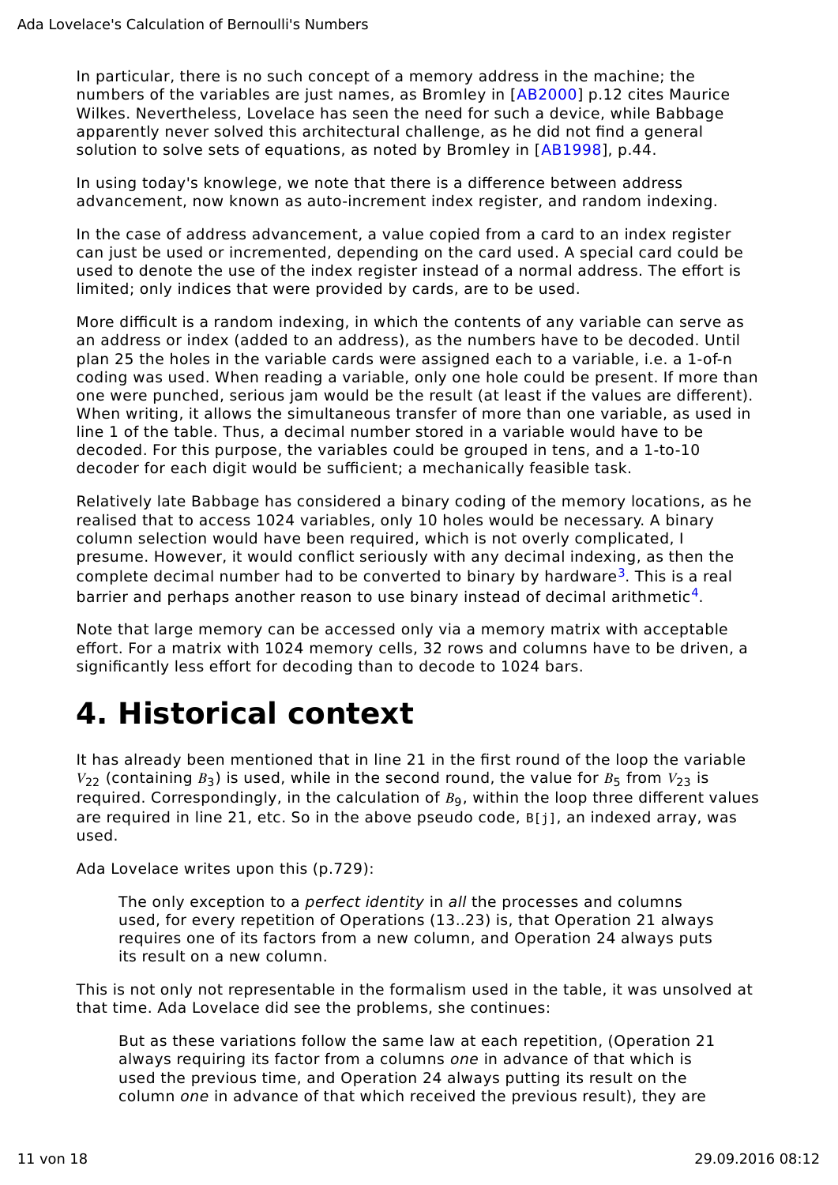In particular, there is no such concept of a memory address in the machine; the numbers of the variables are just names, as Bromley in [AB2000] p.12 cites Maurice Wilkes. Nevertheless, Lovelace has seen the need for such a device, while Babbage apparently never solved this architectural challenge, as he did not find a general solution to solve sets of equations, as noted by Bromley in [AB1998], p.44.

In using today's knowlege, we note that there is a difference between address advancement, now known as auto-increment index register, and random indexing.

In the case of address advancement, a value copied from a card to an index register can just be used or incremented, depending on the card used. A special card could be used to denote the use of the index register instead of a normal address. The effort is limited; only indices that were provided by cards, are to be used.

More difficult is a random indexing, in which the contents of any variable can serve as an address or index (added to an address), as the numbers have to be decoded. Until plan 25 the holes in the variable cards were assigned each to a variable, i.e. a 1-of-n coding was used. When reading a variable, only one hole could be present. If more than one were punched, serious jam would be the result (at least if the values are different). When writing, it allows the simultaneous transfer of more than one variable, as used in line 1 of the table. Thus, a decimal number stored in a variable would have to be decoded. For this purpose, the variables could be grouped in tens, and a 1-to-10 decoder for each digit would be sufficient; a mechanically feasible task.

Relatively late Babbage has considered a binary coding of the memory locations, as he realised that to access 1024 variables, only 10 holes would be necessary. A binary column selection would have been required, which is not overly complicated, I presume. However, it would conflict seriously with any decimal indexing, as then the complete decimal number had to be converted to binary by hardware[3]. This is a real barrier and perhaps another reason to use binary instead of decimal arithmetic[4].

Note that large memory can be accessed only via a memory matrix with acceptable effort. For a matrix with 1024 memory cells, 32 rows and columns have to be driven, a significantly less effort for decoding than to decode to 1024 bars.

# 4. Historical context

It has already been mentioned that in line 21 in the first round of the loop the variable $V_{22}$ (containing $B_3$) is used, while in the second round, the value for $B_5$ from $V_{23}$ is required. Correspondingly, in the calculation of $B_9$, within the loop three different values are required in line 21, etc. So in the above pseudo code, `B[j]`, an indexed array, was used.

Ada Lovelace writes upon this (p.729):

> The only exception to a *perfect identity* in *all* the processes and columns used, for every repetition of Operations (13..23) is, that Operation 21 always requires one of its factors from a new column, and Operation 24 always puts its result on a new column.

This is not only not representable in the formalism used in the table, it was unsolved at that time. Ada Lovelace did see the problems, she continues:

> But as these variations follow the same law at each repetition, (Operation 21 always requiring its factor from a columns *one* in advance of that which is used the previous time, and Operation 24 always putting its result on the column *one* in advance of that which received the previous result), they are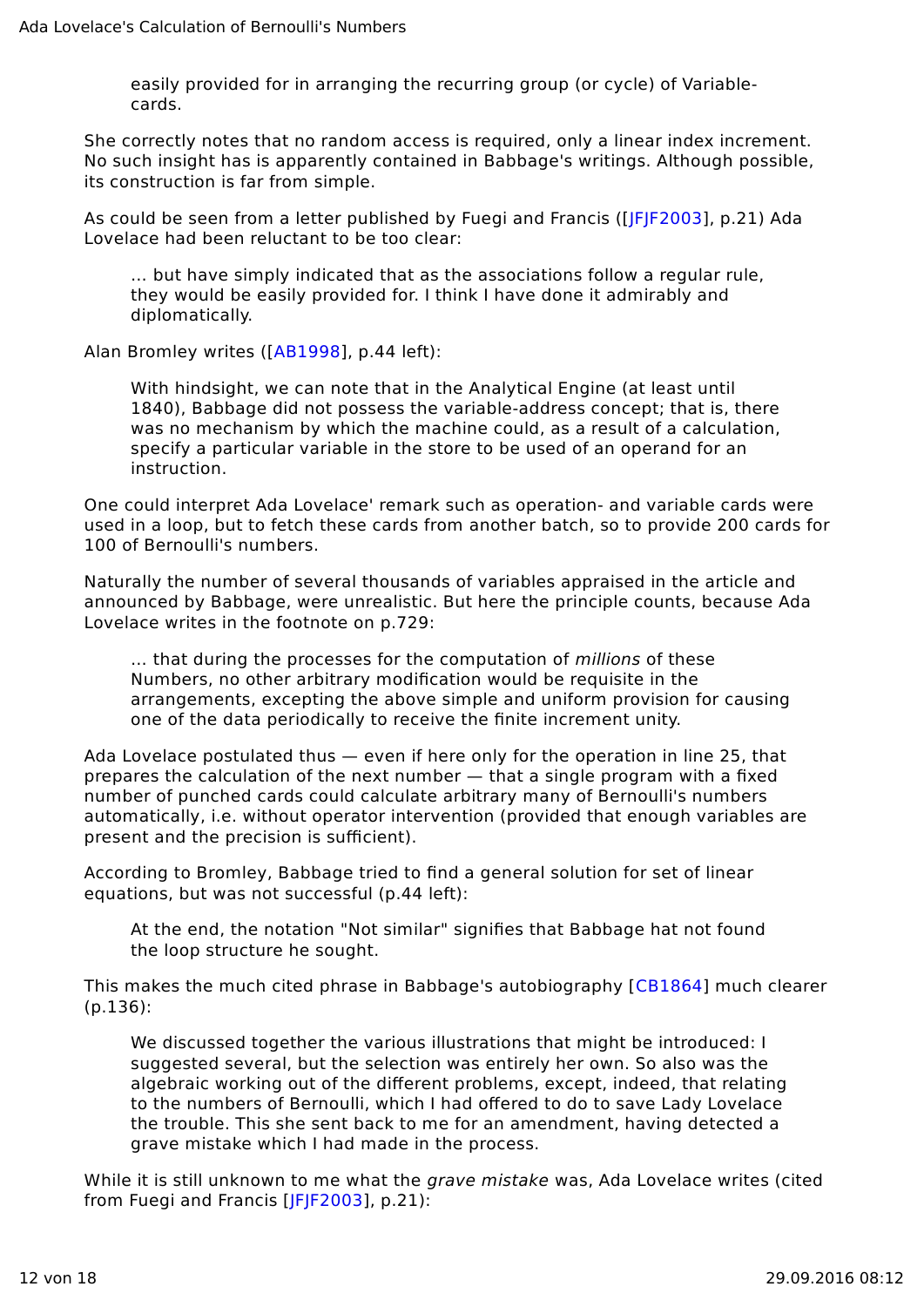> easily provided for in arranging the recurring group (or cycle) of Variable-cards.

She correctly notes that no random access is required, only a linear index increment. No such insight has is apparently contained in Babbage's writings. Although possible, its construction is far from simple.

As could be seen from a letter published by Fuegi and Francis ([JFJF2003], p.21) Ada Lovelace had been reluctant to be too clear:

> ... but have simply indicated that as the associations follow a regular rule, they would be easily provided for. I think I have done it admirably and diplomatically.

Alan Bromley writes ([AB1998], p.44 left):

> With hindsight, we can note that in the Analytical Engine (at least until 1840), Babbage did not possess the variable-address concept; that is, there was no mechanism by which the machine could, as a result of a calculation, specify a particular variable in the store to be used of an operand for an instruction.

One could interpret Ada Lovelace' remark such as operation- and variable cards were used in a loop, but to fetch these cards from another batch, so to provide 200 cards for 100 of Bernoulli's numbers.

Naturally the number of several thousands of variables appraised in the article and announced by Babbage, were unrealistic. But here the principle counts, because Ada Lovelace writes in the footnote on p.729:

> ... that during the processes for the computation of *millions* of these Numbers, no other arbitrary modification would be requisite in the arrangements, excepting the above simple and uniform provision for causing one of the data periodically to receive the finite increment unity.

Ada Lovelace postulated thus — even if here only for the operation in line 25, that prepares the calculation of the next number — that a single program with a fixed number of punched cards could calculate arbitrary many of Bernoulli's numbers automatically, i.e. without operator intervention (provided that enough variables are present and the precision is sufficient).

According to Bromley, Babbage tried to find a general solution for set of linear equations, but was not successful (p.44 left):

> At the end, the notation "Not similar" signifies that Babbage hat not found the loop structure he sought.

This makes the much cited phrase in Babbage's autobiography [CB1864] much clearer (p.136):

> We discussed together the various illustrations that might be introduced: I suggested several, but the selection was entirely her own. So also was the algebraic working out of the different problems, except, indeed, that relating to the numbers of Bernoulli, which I had offered to do to save Lady Lovelace the trouble. This she sent back to me for an amendment, having detected a grave mistake which I had made in the process.

While it is still unknown to me what the *grave mistake* was, Ada Lovelace writes (cited from Fuegi and Francis [JFJF2003], p.21):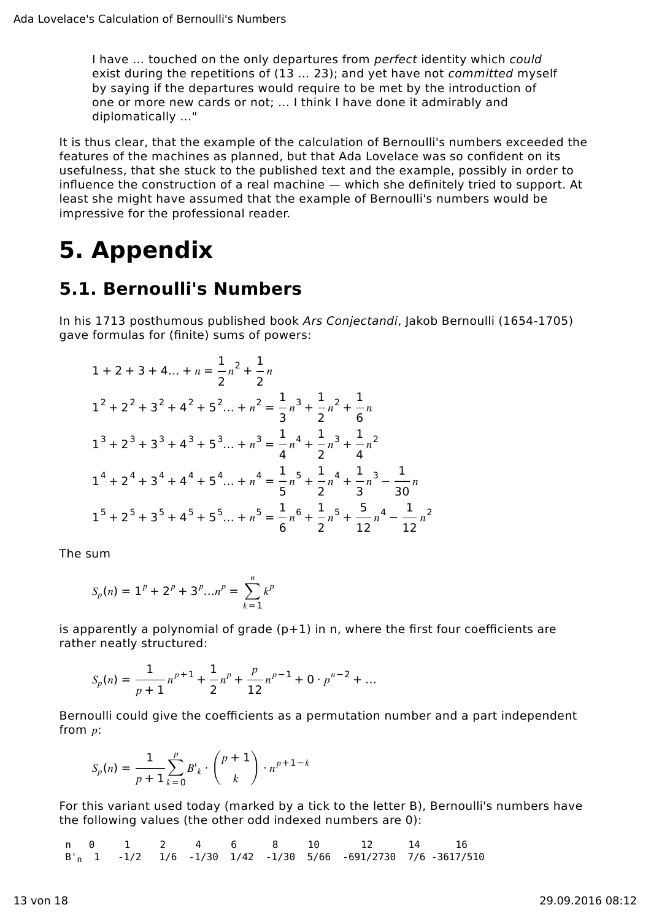> I have ... touched on the only departures from *perfect* identity which *could* exist during the repetitions of (13 ... 23); and yet have not *committed* myself by saying if the departures would require to be met by the introduction of one or more new cards or not; ... I think I have done it admirably and diplomatically ..."

It is thus clear, that the example of the calculation of Bernoulli's numbers exceeded the features of the machines as planned, but that Ada Lovelace was so confident on its usefulness, that she stuck to the published text and the example, possibly in order to influence the construction of a real machine — which she definitely tried to support. At least she might have assumed that the example of Bernoulli's numbers would be impressive for the professional reader.

# 5. Appendix

## 5.1. Bernoulli's Numbers

In his 1713 posthumous published book *Ars Conjectandi*, Jakob Bernoulli (1654-1705) gave formulas for (finite) sums of powers:

$$1 + 2 + 3 + 4... + n = \frac{1}{2}n^2 + \frac{1}{2}n$$

$$1^2 + 2^2 + 3^2 + 4^2 + 5^2... + n^2 = \frac{1}{3}n^3 + \frac{1}{2}n^2 + \frac{1}{6}n$$

$$1^3 + 2^3 + 3^3 + 4^3 + 5^3... + n^3 = \frac{1}{4}n^4 + \frac{1}{2}n^3 + \frac{1}{4}n^2$$

$$1^4 + 2^4 + 3^4 + 4^4 + 5^4... + n^4 = \frac{1}{5}n^5 + \frac{1}{2}n^4 + \frac{1}{3}n^3 - \frac{1}{30}n$$

$$1^5 + 2^5 + 3^5 + 4^5 + 5^5... + n^5 = \frac{1}{6}n^6 + \frac{1}{2}n^5 + \frac{5}{12}n^4 - \frac{1}{12}n^2$$

The sum

$$S_p(n) = 1^p + 2^p + 3^p ... n^p = \sum_{k=1}^{n} k^p$$

is apparently a polynomial of grade (p+1) in n, where the first four coefficients are rather neatly structured:

$$S_p(n) = \frac{1}{p+1}n^{p+1} + \frac{1}{2}n^p + \frac{p}{12}n^{p-1} + 0 \cdot p^{n-2} + ...$$

Bernoulli could give the coefficients as a permutation number and a part independent from $p$:

$$S_p(n) = \frac{1}{p+1}\sum_{k=0}^{p} B'_k \cdot \binom{p+1}{k} \cdot n^{p+1-k}$$

For this variant used today (marked by a tick to the letter B), Bernoulli's numbers have the following values (the other odd indexed numbers are 0):

| n | 0 | 1 | 2 | 4 | 6 | 8 | 10 | 12 | 14 | 16 |
|---|---|---|---|---|---|---|---|---|---|---|
| $B'_n$ | 1 | -1/2 | 1/6 | -1/30 | 1/42 | -1/30 | 5/66 | -691/2730 | 7/6 | -3617/510 |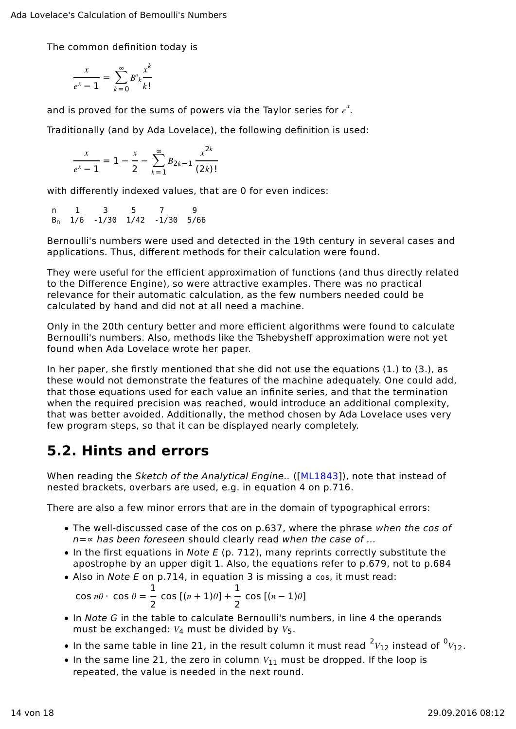The common definition today is

$$\frac{x}{e^x - 1} = \sum_{k=0}^{\infty} B'_k \frac{x^k}{k!}$$

and is proved for the sums of powers via the Taylor series for $e^x$.

Traditionally (and by Ada Lovelace), the following definition is used:

$$\frac{x}{e^x - 1} = 1 - \frac{x}{2} - \sum_{k=1}^{\infty} B_{2k-1} \frac{x^{2k}}{(2k)!}$$

with differently indexed values, that are 0 for even indices:

| n | 1 | 3 | 5 | 7 | 9 |
|---|---|---|---|---|---|
| $B_n$ | 1/6 | -1/30 | 1/42 | -1/30 | 5/66 |

Bernoulli's numbers were used and detected in the 19th century in several cases and applications. Thus, different methods for their calculation were found.

They were useful for the efficient approximation of functions (and thus directly related to the Difference Engine), so were attractive examples. There was no practical relevance for their automatic calculation, as the few numbers needed could be calculated by hand and did not at all need a machine.

Only in the 20th century better and more efficient algorithms were found to calculate Bernoulli's numbers. Also, methods like the Tshebysheff approximation were not yet found when Ada Lovelace wrote her paper.

In her paper, she firstly mentioned that she did not use the equations (1.) to (3.), as these would not demonstrate the features of the machine adequately. One could add, that those equations used for each value an infinite series, and that the termination when the required precision was reached, would introduce an additional complexity, that was better avoided. Additionally, the method chosen by Ada Lovelace uses very few program steps, so that it can be displayed nearly completely.

## 5.2. Hints and errors

When reading the *Sketch of the Analytical Engine..* ([ML1843]), note that instead of nested brackets, overbars are used, e.g. in equation 4 on p.716.

There are also a few minor errors that are in the domain of typographical errors:

- The well-discussed case of the cos on p.637, where the phrase *when the cos of n=∝ has been foreseen* should clearly read *when the case of ...*
- In the first equations in *Note E* (p. 712), many reprints correctly substitute the apostrophe by an upper digit 1. Also, the equations refer to p.679, not to p.684
- Also in *Note E* on p.714, in equation 3 is missing a cos, it must read:
  $$\cos n\theta \cdot \cos\theta = \frac{1}{2}\cos[(n+1)\theta] + \frac{1}{2}\cos[(n-1)\theta]$$
- In *Note G* in the table to calculate Bernoulli's numbers, in line 4 the operands must be exchanged: $V_4$ must be divided by $V_5$.
- In the same table in line 21, in the result column it must read ${}^2V_{12}$ instead of ${}^0V_{12}$.
- In the same line 21, the zero in column $V_{11}$ must be dropped. If the loop is repeated, the value is needed in the next round.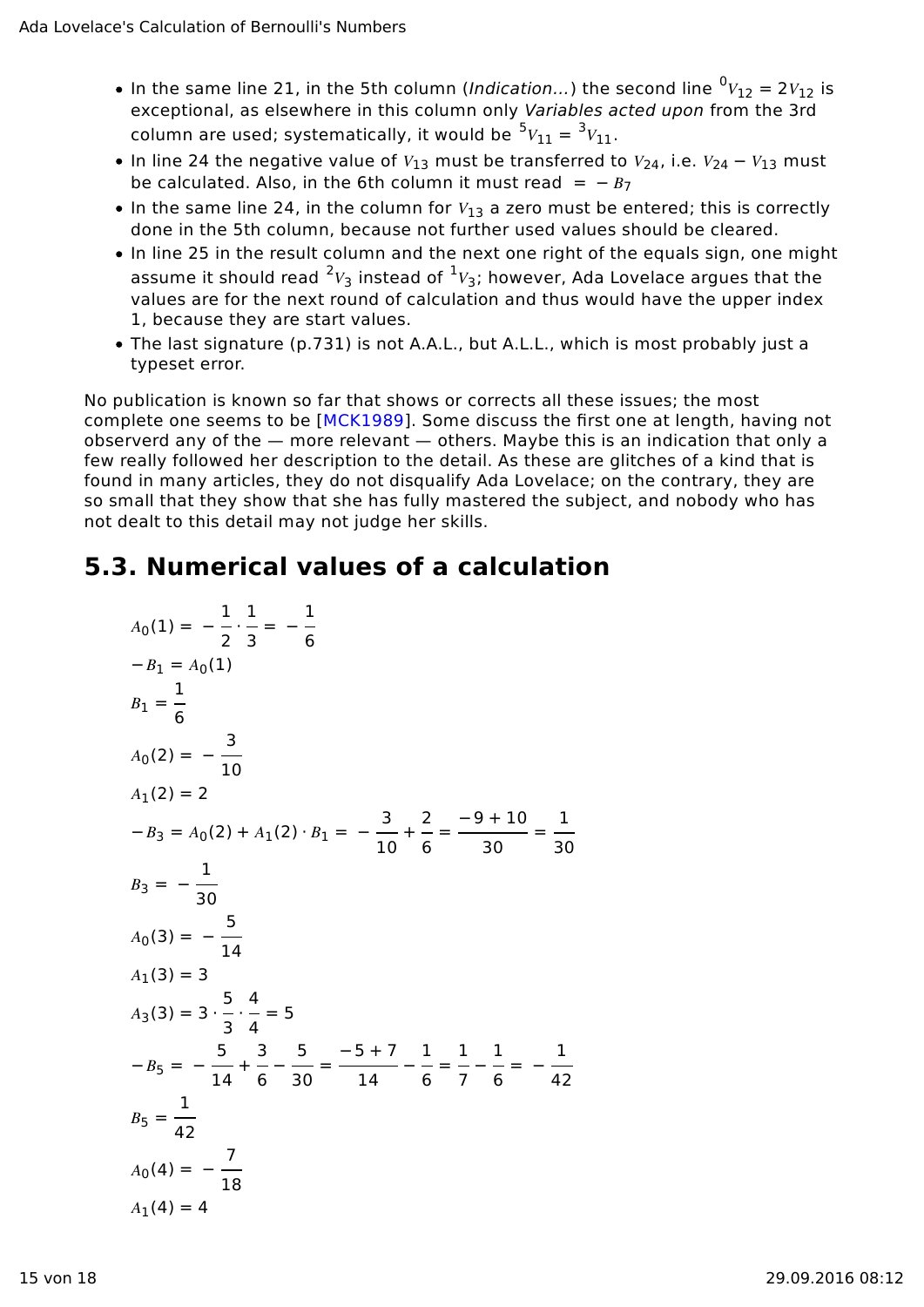- In the same line 21, in the 5th column (*Indication...*) the second line ${}^{0}V_{12} = 2V_{12}$ is exceptional, as elsewhere in this column only *Variables acted upon* from the 3rd column are used; systematically, it would be ${}^{5}V_{11} = {}^{3}V_{11}$.
- In line 24 the negative value of $V_{13}$ must be transferred to $V_{24}$, i.e. $V_{24} - V_{13}$ must be calculated. Also, in the 6th column it must read $= -B_7$
- In the same line 24, in the column for $V_{13}$ a zero must be entered; this is correctly done in the 5th column, because not further used values should be cleared.
- In line 25 in the result column and the next one right of the equals sign, one might assume it should read ${}^{2}V_3$ instead of ${}^{1}V_3$; however, Ada Lovelace argues that the values are for the next round of calculation and thus would have the upper index 1, because they are start values.
- The last signature (p.731) is not A.A.L., but A.L.L., which is most probably just a typeset error.

No publication is known so far that shows or corrects all these issues; the most complete one seems to be [MCK1989]. Some discuss the first one at length, having not observerd any of the — more relevant — others. Maybe this is an indication that only a few really followed her description to the detail. As these are glitches of a kind that is found in many articles, they do not disqualify Ada Lovelace; on the contrary, they are so small that they show that she has fully mastered the subject, and nobody who has not dealt to this detail may not judge her skills.

## 5.3. Numerical values of a calculation

$$A_0(1) = -\frac{1}{2} \cdot \frac{1}{3} = -\frac{1}{6}$$

$$-B_1 = A_0(1)$$

$$B_1 = \frac{1}{6}$$

$$A_0(2) = -\frac{3}{10}$$

$$A_1(2) = 2$$

$$-B_3 = A_0(2) + A_1(2) \cdot B_1 = -\frac{3}{10} + \frac{2}{6} = \frac{-9+10}{30} = \frac{1}{30}$$

$$B_3 = -\frac{1}{30}$$

$$A_0(3) = -\frac{5}{14}$$

$$A_1(3) = 3$$

$$A_3(3) = 3 \cdot \frac{5}{3} \cdot \frac{4}{4} = 5$$

$$-B_5 = -\frac{5}{14} + \frac{3}{6} - \frac{5}{30} = \frac{-5+7}{14} - \frac{1}{6} = \frac{1}{7} - \frac{1}{6} = -\frac{1}{42}$$

$$B_5 = \frac{1}{42}$$

$$A_0(4) = -\frac{7}{18}$$

$$A_1(4) = 4$$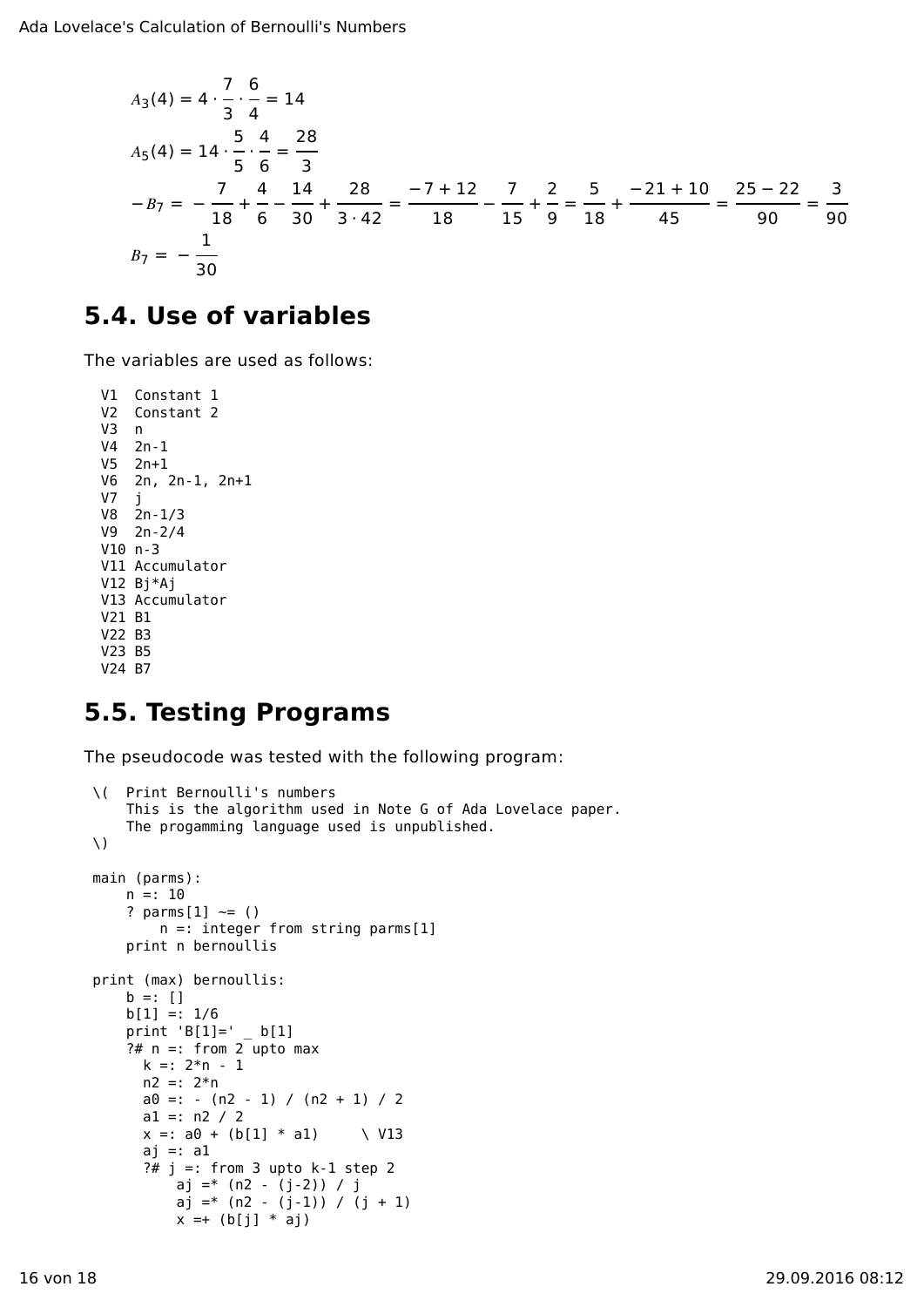$$A_3(4) = 4 \cdot \frac{7}{3} \cdot \frac{6}{4} = 14$$

$$A_5(4) = 14 \cdot \frac{5}{5} \cdot \frac{4}{6} = \frac{28}{3}$$

$$-B_7 = -\frac{7}{18} + \frac{4}{6} - \frac{14}{30} + \frac{28}{3 \cdot 42} = \frac{-7+12}{18} - \frac{7}{15} + \frac{2}{9} = \frac{5}{18} + \frac{-21+10}{45} = \frac{25-22}{90} = \frac{3}{90}$$

$$B_7 = -\frac{1}{30}$$

## 5.4. Use of variables

The variables are used as follows:

```
V1  Constant 1
V2  Constant 2
V3  n
V4  2n-1
V5  2n+1
V6  2n, 2n-1, 2n+1
V7  j
V8  2n-1/3
V9  2n-2/4
V10 n-3
V11 Accumulator
V12 Bj*Aj
V13 Accumulator
V21 B1
V22 B3
V23 B5
V24 B7
```

## 5.5. Testing Programs

The pseudocode was tested with the following program:

```
\(  Print Bernoulli's numbers
    This is the algorithm used in Note G of Ada Lovelace paper.
    The progamming language used is unpublished.
\)

main (parms):
    n =: 10
    ? parms[1] ~= ()
       n =: integer from string parms[1]
    print n bernoullis

print (max) bernoullis:
    b =: []
    b[1] =: 1/6
    print 'B[1]=' _ b[1]
    ?# n =: from 2 upto max
      k =: 2*n - 1
      n2 =: 2*n
      a0 =: - (n2 - 1) / (n2 + 1) / 2
      a1 =: n2 / 2
      x =: a0 + (b[1] * a1)     \ V13
      aj =: a1
      ?# j =: from 3 upto k-1 step 2
          aj =* (n2 - (j-2)) / j
          aj =* (n2 - (j-1)) / (j + 1)
          x =+ (b[j] * aj)
```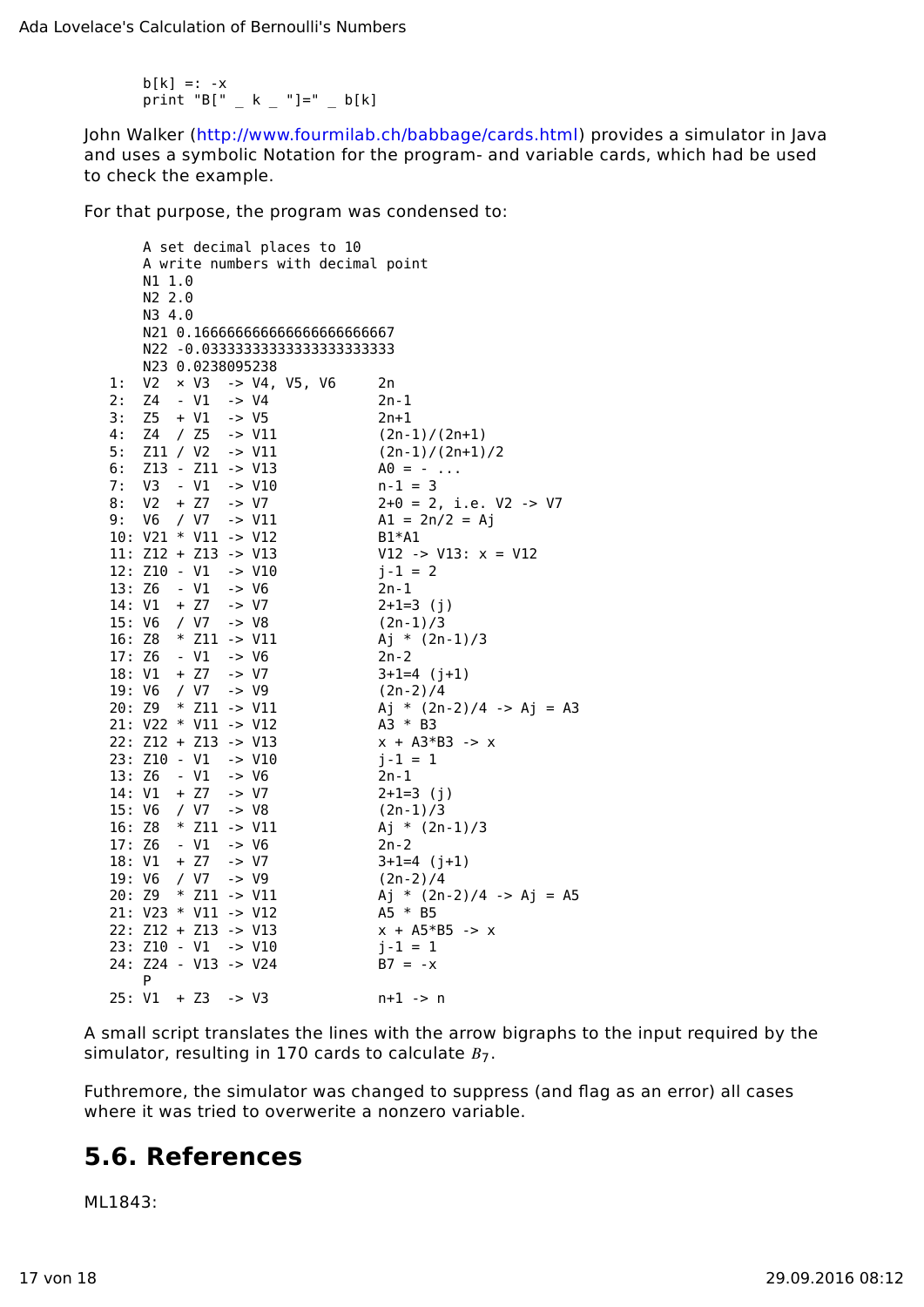```
b[k] =: -x
print "B[" _ k _ "]=" _ b[k]
```

John Walker (http://www.fourmilab.ch/babbage/cards.html) provides a simulator in Java and uses a symbolic Notation for the program- and variable cards, which had be used to check the example.

For that purpose, the program was condensed to:

```
      A set decimal places to 10
      A write numbers with decimal point
      N1 1.0
      N2 2.0
      N3 4.0
      N21 0.1666666666666666666666667
      N22 -0.0333333333333333333333333
      N23 0.0238095238
  1:  V2  × V3  -> V4, V5, V6     2n
  2:  Z4  - V1  -> V4             2n-1
  3:  Z5  + V1  -> V5             2n+1
  4:  Z4  / Z5  -> V11            (2n-1)/(2n+1)
  5:  Z11 / V2  -> V11            (2n-1)/(2n+1)/2
  6:  Z13 - Z11 -> V13            A0 = - ...
  7:  V3  - V1  -> V10            n-1 = 3
  8:  V2  + Z7  -> V7             2+0 = 2, i.e. V2 -> V7
  9:  V6  / V7  -> V11            A1 = 2n/2 = Aj
 10:  V21 * V11 -> V12            B1*A1
 11:  Z12 + Z13 -> V13            V12 -> V13: x = V12
 12:  Z10 - V1  -> V10            j-1 = 2
 13:  Z6  - V1  -> V6             2n-1
 14:  V1  + Z7  -> V7             2+1=3 (j)
 15:  V6  / V7  -> V8             (2n-1)/3
 16:  Z8  * Z11 -> V11            Aj * (2n-1)/3
 17:  Z6  - V1  -> V6             2n-2
 18:  V1  + Z7  -> V7             3+1=4 (j+1)
 19:  V6  / V7  -> V9             (2n-2)/4
 20:  Z9  * Z11 -> V11            Aj * (2n-2)/4 -> Aj = A3
 21:  V22 * V11 -> V12            A3 * B3
 22:  Z12 + Z13 -> V13            x + A3*B3 -> x
 23:  Z10 - V1  -> V10            j-1 = 1
 13:  Z6  - V1  -> V6             2n-1
 14:  V1  + Z7  -> V7             2+1=3 (j)
 15:  V6  / V7  -> V8             (2n-1)/3
 16:  Z8  * Z11 -> V11            Aj * (2n-1)/3
 17:  Z6  - V1  -> V6             2n-2
 18:  V1  + Z7  -> V7             3+1=4 (j+1)
 19:  V6  / V7  -> V9             (2n-2)/4
 20:  Z9  * Z11 -> V11            Aj * (2n-2)/4 -> Aj = A5
 21:  V23 * V11 -> V12            A5 * B5
 22:  Z12 + Z13 -> V13            x + A5*B5 -> x
 23:  Z10 - V1  -> V10            j-1 = 1
 24:  Z24 - V13 -> V24            B7 = -x
      P
 25:  V1  + Z3  -> V3             n+1 -> n
```

A small script translates the lines with the arrow bigraphs to the input required by the simulator, resulting in 170 cards to calculate $B_7$.

Futhremore, the simulator was changed to suppress (and flag as an error) all cases where it was tried to overwerite a nonzero variable.

## 5.6. References

ML1843: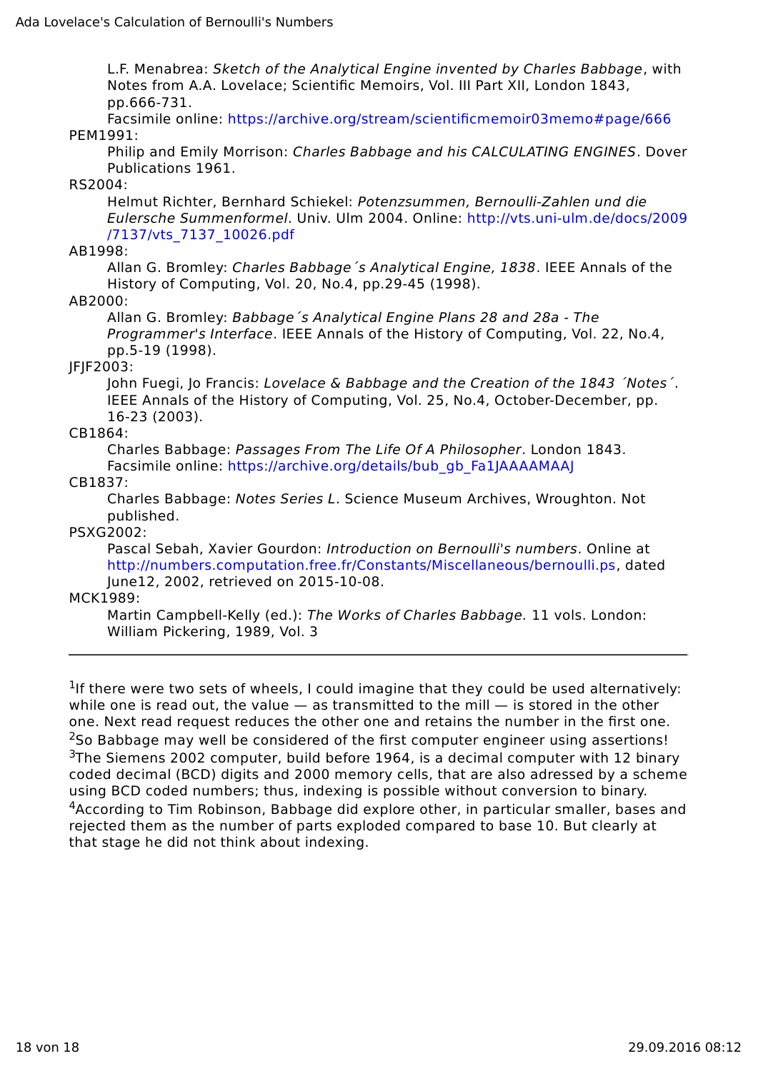L.F. Menabrea: *Sketch of the Analytical Engine invented by Charles Babbage*, with Notes from A.A. Lovelace; Scientific Memoirs, Vol. III Part XII, London 1843, pp.666-731.
Facsimile online: https://archive.org/stream/scientificmemoir03memo#page/666

PEM1991:
: Philip and Emily Morrison: *Charles Babbage and his CALCULATING ENGINES*. Dover Publications 1961.

RS2004:
: Helmut Richter, Bernhard Schiekel: *Potenzsummen, Bernoulli-Zahlen und die Eulersche Summenformel*. Univ. Ulm 2004. Online: http://vts.uni-ulm.de/docs/2009/7137/vts_7137_10026.pdf

AB1998:
: Allan G. Bromley: *Charles Babbage´s Analytical Engine, 1838*. IEEE Annals of the History of Computing, Vol. 20, No.4, pp.29-45 (1998).

AB2000:
: Allan G. Bromley: *Babbage´s Analytical Engine Plans 28 and 28a - The Programmer's Interface*. IEEE Annals of the History of Computing, Vol. 22, No.4, pp.5-19 (1998).

JFJF2003:
: John Fuegi, Jo Francis: *Lovelace & Babbage and the Creation of the 1843 ´Notes´*. IEEE Annals of the History of Computing, Vol. 25, No.4, October-December, pp. 16-23 (2003).

CB1864:
: Charles Babbage: *Passages From The Life Of A Philosopher*. London 1843. Facsimile online: https://archive.org/details/bub_gb_Fa1JAAAAMAAJ

CB1837:
: Charles Babbage: *Notes Series L*. Science Museum Archives, Wroughton. Not published.

PSXG2002:
: Pascal Sebah, Xavier Gourdon: *Introduction on Bernoulli's numbers*. Online at http://numbers.computation.free.fr/Constants/Miscellaneous/bernoulli.ps, dated June12, 2002, retrieved on 2015-10-08.

MCK1989:
: Martin Campbell-Kelly (ed.): *The Works of Charles Babbage.* 11 vols. London: William Pickering, 1989, Vol. 3

---

[1]If there were two sets of wheels, I could imagine that they could be used alternatively: while one is read out, the value — as transmitted to the mill — is stored in the other one. Next read request reduces the other one and retains the number in the first one.
[2]So Babbage may well be considered of the first computer engineer using assertions!
[3]The Siemens 2002 computer, build before 1964, is a decimal computer with 12 binary coded decimal (BCD) digits and 2000 memory cells, that are also adressed by a scheme using BCD coded numbers; thus, indexing is possible without conversion to binary.
[4]According to Tim Robinson, Babbage did explore other, in particular smaller, bases and rejected them as the number of parts exploded compared to base 10. But clearly at that stage he did not think about indexing.